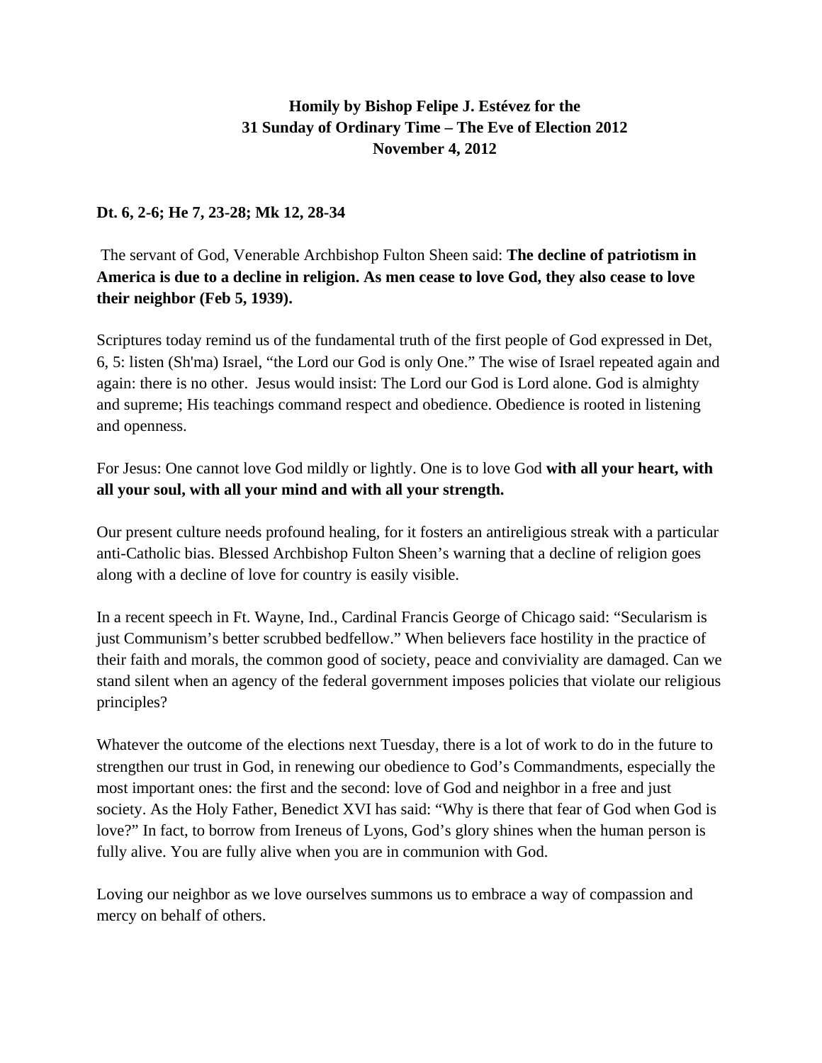**Homily by Bishop Felipe J. Estévez for the**
**31 Sunday of Ordinary Time – The Eve of Election 2012**
**November 4, 2012**

**Dt. 6, 2-6; He 7, 23-28; Mk 12, 28-34**

The servant of God, Venerable Archbishop Fulton Sheen said: **The decline of patriotism in America is due to a decline in religion. As men cease to love God, they also cease to love their neighbor (Feb 5, 1939).**

Scriptures today remind us of the fundamental truth of the first people of God expressed in Det, 6, 5: listen (Sh'ma) Israel, "the Lord our God is only One." The wise of Israel repeated again and again: there is no other. Jesus would insist: The Lord our God is Lord alone. God is almighty and supreme; His teachings command respect and obedience. Obedience is rooted in listening and openness.

For Jesus: One cannot love God mildly or lightly. One is to love God **with all your heart, with all your soul, with all your mind and with all your strength.**

Our present culture needs profound healing, for it fosters an antireligious streak with a particular anti-Catholic bias. Blessed Archbishop Fulton Sheen's warning that a decline of religion goes along with a decline of love for country is easily visible.

In a recent speech in Ft. Wayne, Ind., Cardinal Francis George of Chicago said: "Secularism is just Communism's better scrubbed bedfellow." When believers face hostility in the practice of their faith and morals, the common good of society, peace and conviviality are damaged. Can we stand silent when an agency of the federal government imposes policies that violate our religious principles?

Whatever the outcome of the elections next Tuesday, there is a lot of work to do in the future to strengthen our trust in God, in renewing our obedience to God's Commandments, especially the most important ones: the first and the second: love of God and neighbor in a free and just society. As the Holy Father, Benedict XVI has said: "Why is there that fear of God when God is love?" In fact, to borrow from Ireneus of Lyons, God's glory shines when the human person is fully alive. You are fully alive when you are in communion with God.

Loving our neighbor as we love ourselves summons us to embrace a way of compassion and mercy on behalf of others.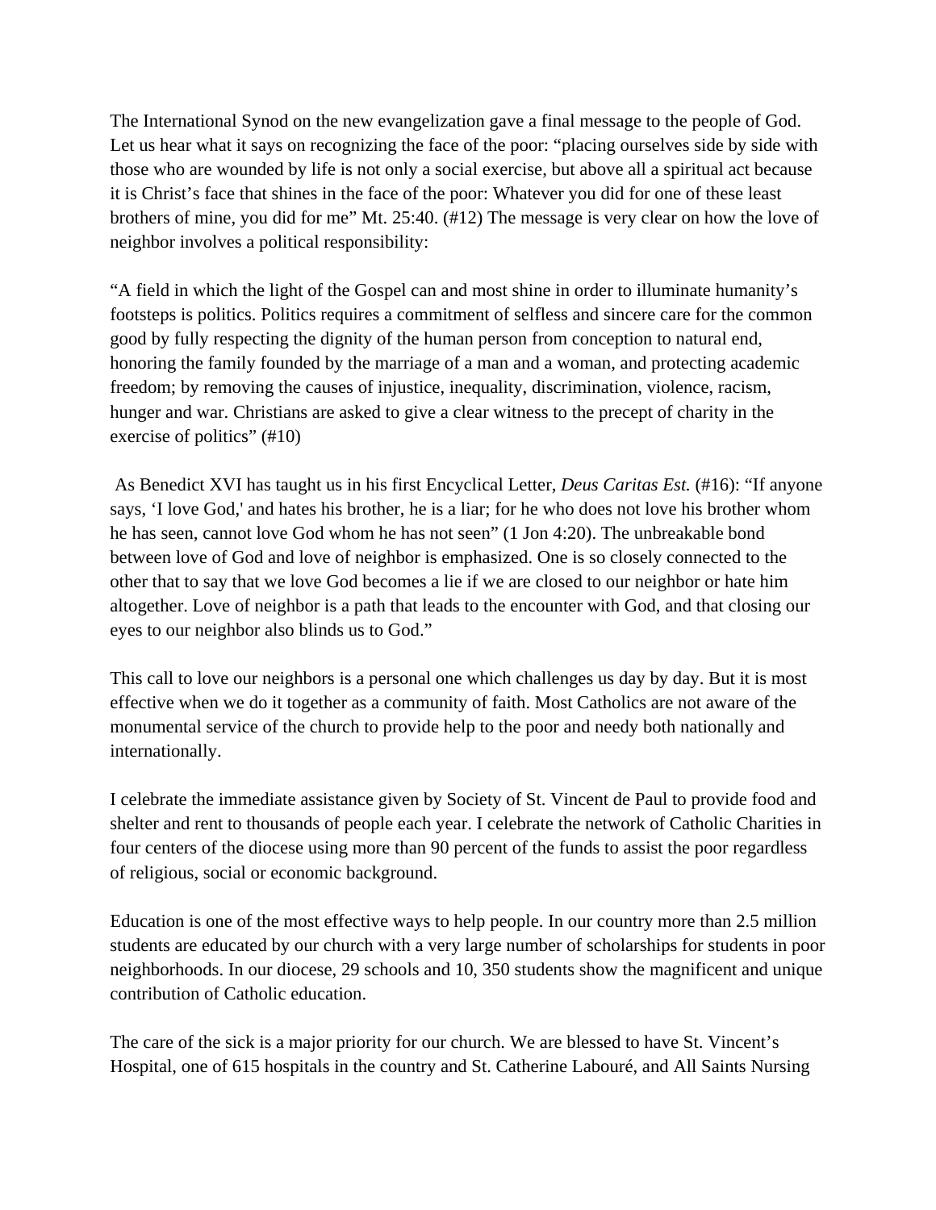The International Synod on the new evangelization gave a final message to the people of God. Let us hear what it says on recognizing the face of the poor: "placing ourselves side by side with those who are wounded by life is not only a social exercise, but above all a spiritual act because it is Christ's face that shines in the face of the poor: Whatever you did for one of these least brothers of mine, you did for me" Mt. 25:40. (#12) The message is very clear on how the love of neighbor involves a political responsibility:

"A field in which the light of the Gospel can and most shine in order to illuminate humanity's footsteps is politics. Politics requires a commitment of selfless and sincere care for the common good by fully respecting the dignity of the human person from conception to natural end, honoring the family founded by the marriage of a man and a woman, and protecting academic freedom; by removing the causes of injustice, inequality, discrimination, violence, racism, hunger and war. Christians are asked to give a clear witness to the precept of charity in the exercise of politics" (#10)

As Benedict XVI has taught us in his first Encyclical Letter, *Deus Caritas Est.* (#16): "If anyone says, 'I love God,' and hates his brother, he is a liar; for he who does not love his brother whom he has seen, cannot love God whom he has not seen" (1 Jon 4:20). The unbreakable bond between love of God and love of neighbor is emphasized. One is so closely connected to the other that to say that we love God becomes a lie if we are closed to our neighbor or hate him altogether. Love of neighbor is a path that leads to the encounter with God, and that closing our eyes to our neighbor also blinds us to God."

This call to love our neighbors is a personal one which challenges us day by day. But it is most effective when we do it together as a community of faith. Most Catholics are not aware of the monumental service of the church to provide help to the poor and needy both nationally and internationally.

I celebrate the immediate assistance given by Society of St. Vincent de Paul to provide food and shelter and rent to thousands of people each year. I celebrate the network of Catholic Charities in four centers of the diocese using more than 90 percent of the funds to assist the poor regardless of religious, social or economic background.

Education is one of the most effective ways to help people. In our country more than 2.5 million students are educated by our church with a very large number of scholarships for students in poor neighborhoods. In our diocese, 29 schools and 10, 350 students show the magnificent and unique contribution of Catholic education.

The care of the sick is a major priority for our church. We are blessed to have St. Vincent's Hospital, one of 615 hospitals in the country and St. Catherine Labouré, and All Saints Nursing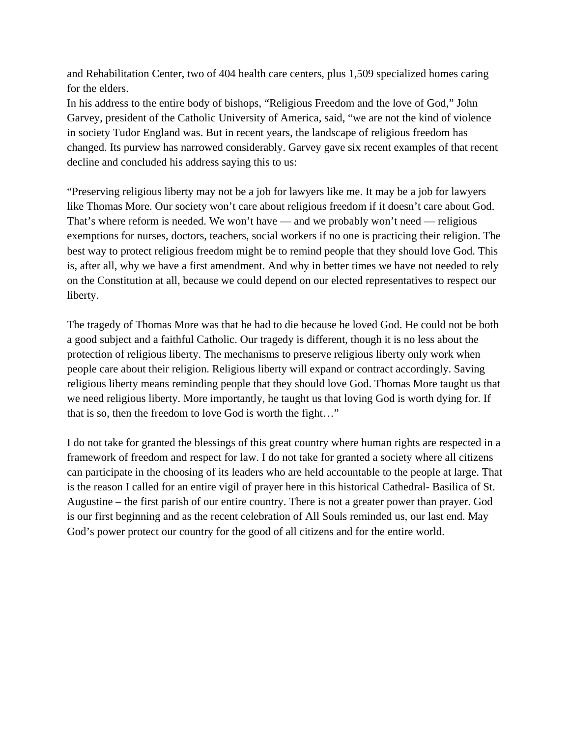and Rehabilitation Center, two of 404 health care centers, plus 1,509 specialized homes caring for the elders.

In his address to the entire body of bishops, "Religious Freedom and the love of God," John Garvey, president of the Catholic University of America, said, "we are not the kind of violence in society Tudor England was. But in recent years, the landscape of religious freedom has changed. Its purview has narrowed considerably. Garvey gave six recent examples of that recent decline and concluded his address saying this to us:

"Preserving religious liberty may not be a job for lawyers like me. It may be a job for lawyers like Thomas More. Our society won't care about religious freedom if it doesn't care about God. That's where reform is needed. We won't have — and we probably won't need — religious exemptions for nurses, doctors, teachers, social workers if no one is practicing their religion. The best way to protect religious freedom might be to remind people that they should love God. This is, after all, why we have a first amendment. And why in better times we have not needed to rely on the Constitution at all, because we could depend on our elected representatives to respect our liberty.

The tragedy of Thomas More was that he had to die because he loved God. He could not be both a good subject and a faithful Catholic. Our tragedy is different, though it is no less about the protection of religious liberty. The mechanisms to preserve religious liberty only work when people care about their religion. Religious liberty will expand or contract accordingly. Saving religious liberty means reminding people that they should love God. Thomas More taught us that we need religious liberty. More importantly, he taught us that loving God is worth dying for. If that is so, then the freedom to love God is worth the fight…"

I do not take for granted the blessings of this great country where human rights are respected in a framework of freedom and respect for law. I do not take for granted a society where all citizens can participate in the choosing of its leaders who are held accountable to the people at large. That is the reason I called for an entire vigil of prayer here in this historical Cathedral- Basilica of St. Augustine – the first parish of our entire country. There is not a greater power than prayer. God is our first beginning and as the recent celebration of All Souls reminded us, our last end. May God's power protect our country for the good of all citizens and for the entire world.